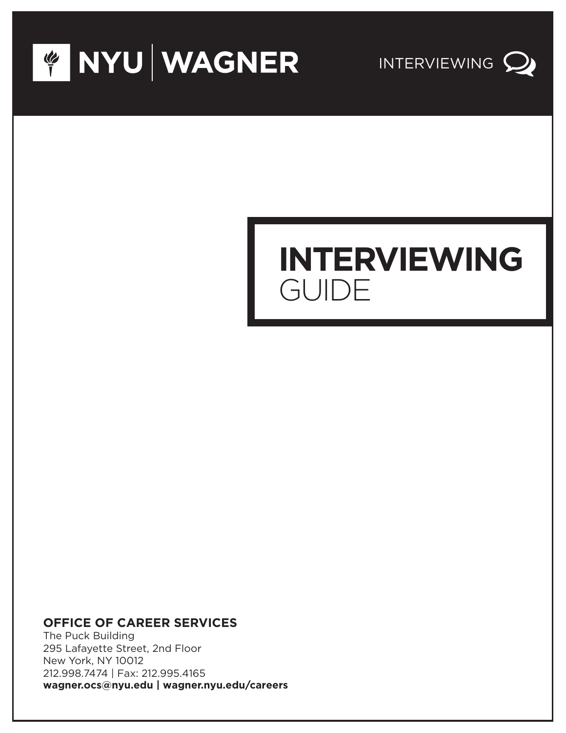NYU | WAGNER

INTERVIEWING

# INTERVIEWING GUIDE

**OFFICE OF CAREER SERVICES**
The Puck Building
295 Lafayette Street, 2nd Floor
New York, NY 10012
212.998.7474 | Fax: 212.995.4165
**wagner.ocs@nyu.edu | wagner.nyu.edu/careers**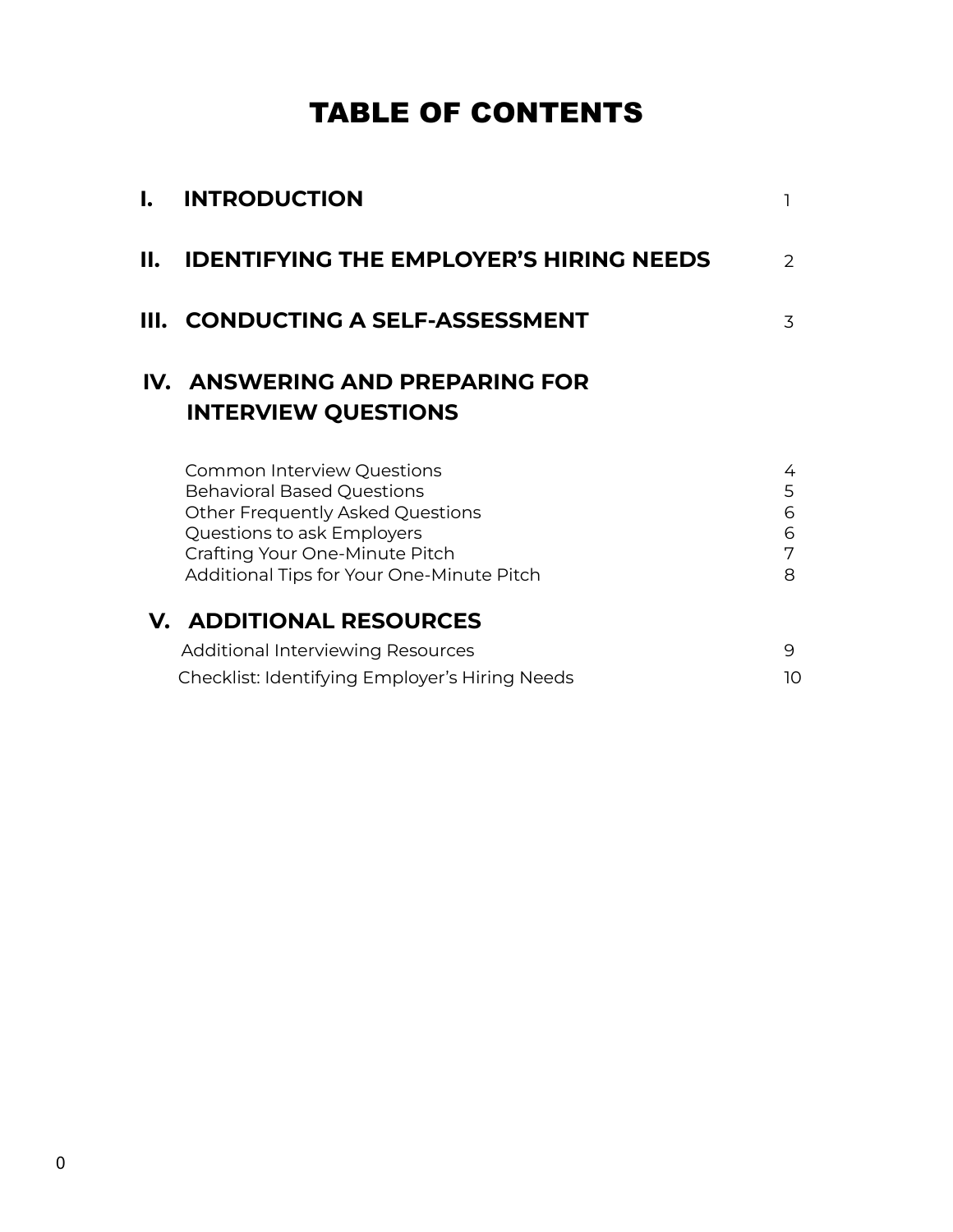# TABLE OF CONTENTS

| | | |
|---|---|---|
| **I.** | **INTRODUCTION** | 1 |
| **II.** | **IDENTIFYING THE EMPLOYER'S HIRING NEEDS** | 2 |
| **III.** | **CONDUCTING A SELF-ASSESSMENT** | 3 |
| **IV.** | **ANSWERING AND PREPARING FOR INTERVIEW QUESTIONS** | |
| | Common Interview Questions | 4 |
| | Behavioral Based Questions | 5 |
| | Other Frequently Asked Questions | 6 |
| | Questions to ask Employers | 6 |
| | Crafting Your One-Minute Pitch | 7 |
| | Additional Tips for Your One-Minute Pitch | 8 |
| **V.** | **ADDITIONAL RESOURCES** | |
| | Additional Interviewing Resources | 9 |
| | Checklist: Identifying Employer's Hiring Needs | 10 |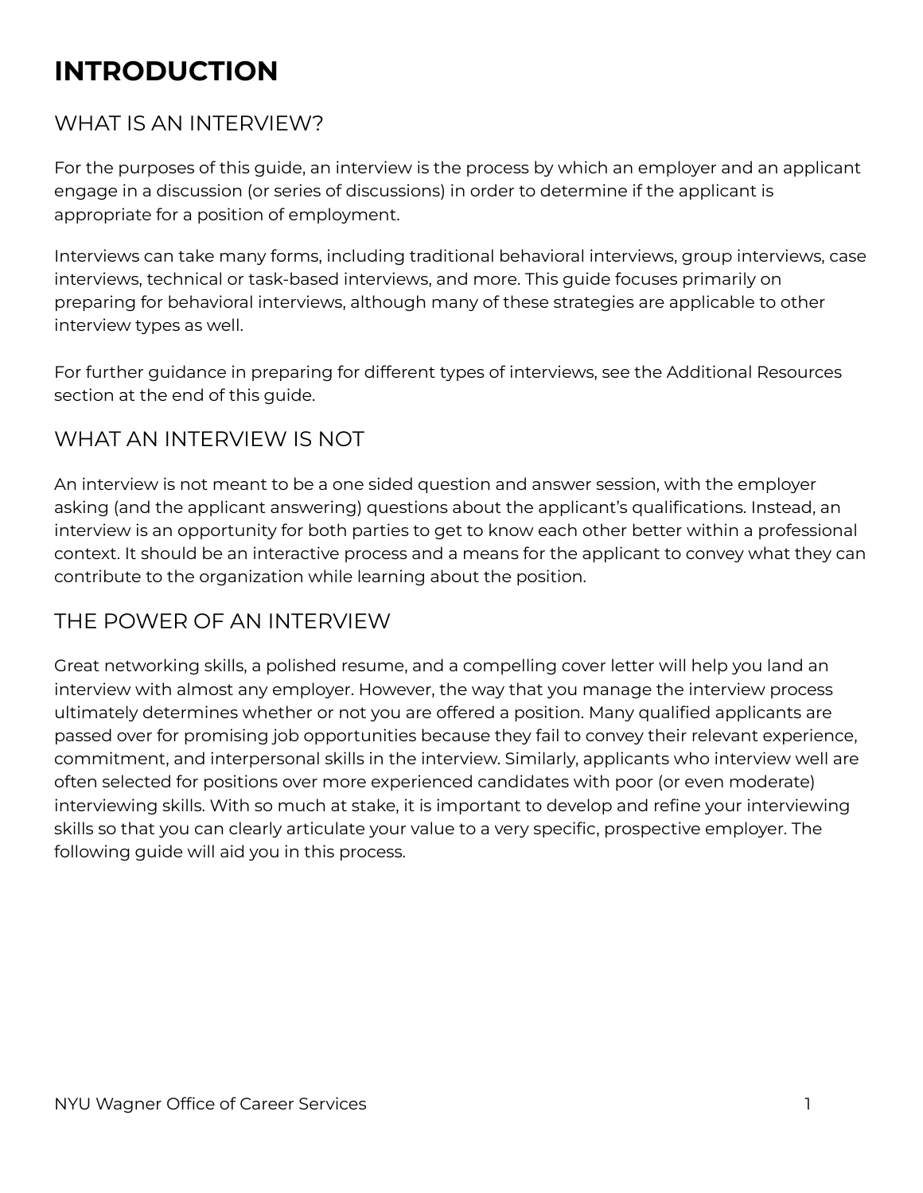# INTRODUCTION

## WHAT IS AN INTERVIEW?

For the purposes of this guide, an interview is the process by which an employer and an applicant engage in a discussion (or series of discussions) in order to determine if the applicant is appropriate for a position of employment.

Interviews can take many forms, including traditional behavioral interviews, group interviews, case interviews, technical or task-based interviews, and more. This guide focuses primarily on preparing for behavioral interviews, although many of these strategies are applicable to other interview types as well.

For further guidance in preparing for different types of interviews, see the Additional Resources section at the end of this guide.

## WHAT AN INTERVIEW IS NOT

An interview is not meant to be a one sided question and answer session, with the employer asking (and the applicant answering) questions about the applicant's qualifications. Instead, an interview is an opportunity for both parties to get to know each other better within a professional context. It should be an interactive process and a means for the applicant to convey what they can contribute to the organization while learning about the position.

## THE POWER OF AN INTERVIEW

Great networking skills, a polished resume, and a compelling cover letter will help you land an interview with almost any employer. However, the way that you manage the interview process ultimately determines whether or not you are offered a position. Many qualified applicants are passed over for promising job opportunities because they fail to convey their relevant experience, commitment, and interpersonal skills in the interview. Similarly, applicants who interview well are often selected for positions over more experienced candidates with poor (or even moderate) interviewing skills. With so much at stake, it is important to develop and refine your interviewing skills so that you can clearly articulate your value to a very specific, prospective employer. The following guide will aid you in this process.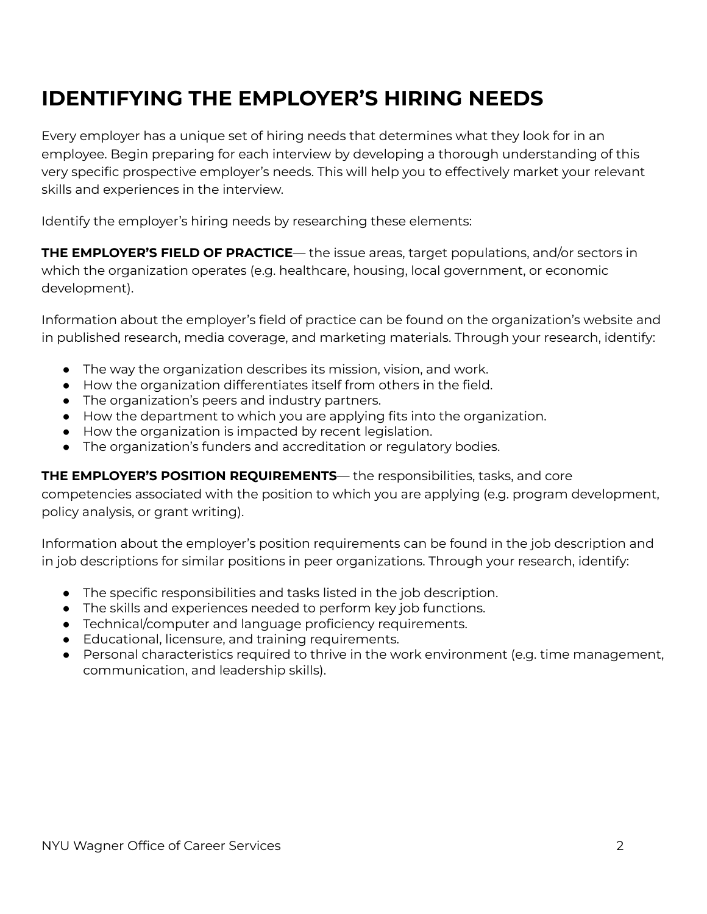# IDENTIFYING THE EMPLOYER'S HIRING NEEDS

Every employer has a unique set of hiring needs that determines what they look for in an employee. Begin preparing for each interview by developing a thorough understanding of this very specific prospective employer's needs. This will help you to effectively market your relevant skills and experiences in the interview.

Identify the employer's hiring needs by researching these elements:

**THE EMPLOYER'S FIELD OF PRACTICE**— the issue areas, target populations, and/or sectors in which the organization operates (e.g. healthcare, housing, local government, or economic development).

Information about the employer's field of practice can be found on the organization's website and in published research, media coverage, and marketing materials. Through your research, identify:

- The way the organization describes its mission, vision, and work.
- How the organization differentiates itself from others in the field.
- The organization's peers and industry partners.
- How the department to which you are applying fits into the organization.
- How the organization is impacted by recent legislation.
- The organization's funders and accreditation or regulatory bodies.

**THE EMPLOYER'S POSITION REQUIREMENTS**— the responsibilities, tasks, and core competencies associated with the position to which you are applying (e.g. program development, policy analysis, or grant writing).

Information about the employer's position requirements can be found in the job description and in job descriptions for similar positions in peer organizations. Through your research, identify:

- The specific responsibilities and tasks listed in the job description.
- The skills and experiences needed to perform key job functions.
- Technical/computer and language proficiency requirements.
- Educational, licensure, and training requirements.
- Personal characteristics required to thrive in the work environment (e.g. time management, communication, and leadership skills).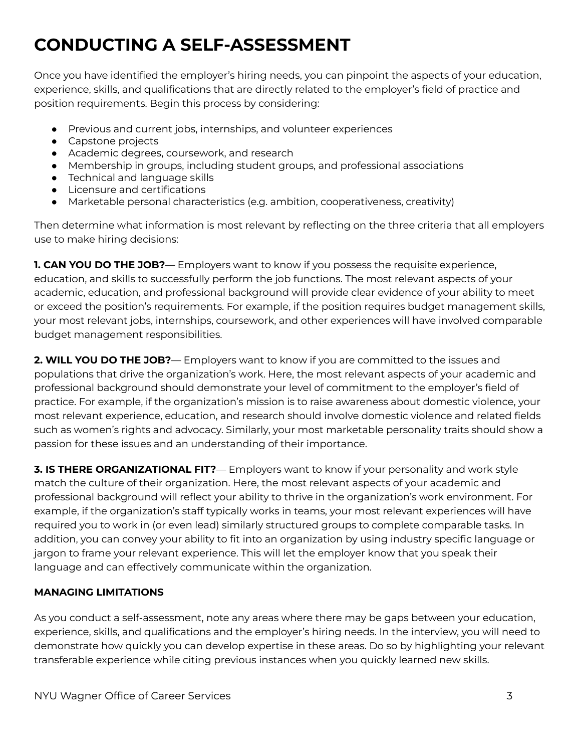# CONDUCTING A SELF-ASSESSMENT

Once you have identified the employer's hiring needs, you can pinpoint the aspects of your education, experience, skills, and qualifications that are directly related to the employer's field of practice and position requirements. Begin this process by considering:

- Previous and current jobs, internships, and volunteer experiences
- Capstone projects
- Academic degrees, coursework, and research
- Membership in groups, including student groups, and professional associations
- Technical and language skills
- Licensure and certifications
- Marketable personal characteristics (e.g. ambition, cooperativeness, creativity)

Then determine what information is most relevant by reflecting on the three criteria that all employers use to make hiring decisions:

**1. CAN YOU DO THE JOB?**— Employers want to know if you possess the requisite experience, education, and skills to successfully perform the job functions. The most relevant aspects of your academic, education, and professional background will provide clear evidence of your ability to meet or exceed the position's requirements. For example, if the position requires budget management skills, your most relevant jobs, internships, coursework, and other experiences will have involved comparable budget management responsibilities.

**2. WILL YOU DO THE JOB?**— Employers want to know if you are committed to the issues and populations that drive the organization's work. Here, the most relevant aspects of your academic and professional background should demonstrate your level of commitment to the employer's field of practice. For example, if the organization's mission is to raise awareness about domestic violence, your most relevant experience, education, and research should involve domestic violence and related fields such as women's rights and advocacy. Similarly, your most marketable personality traits should show a passion for these issues and an understanding of their importance.

**3. IS THERE ORGANIZATIONAL FIT?**— Employers want to know if your personality and work style match the culture of their organization. Here, the most relevant aspects of your academic and professional background will reflect your ability to thrive in the organization's work environment. For example, if the organization's staff typically works in teams, your most relevant experiences will have required you to work in (or even lead) similarly structured groups to complete comparable tasks. In addition, you can convey your ability to fit into an organization by using industry specific language or jargon to frame your relevant experience. This will let the employer know that you speak their language and can effectively communicate within the organization.

### MANAGING LIMITATIONS

As you conduct a self-assessment, note any areas where there may be gaps between your education, experience, skills, and qualifications and the employer's hiring needs. In the interview, you will need to demonstrate how quickly you can develop expertise in these areas. Do so by highlighting your relevant transferable experience while citing previous instances when you quickly learned new skills.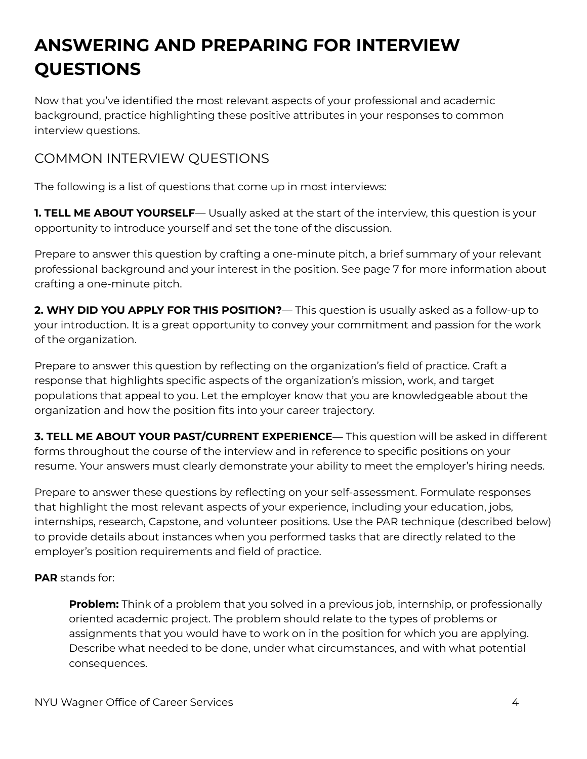# ANSWERING AND PREPARING FOR INTERVIEW QUESTIONS

Now that you've identified the most relevant aspects of your professional and academic background, practice highlighting these positive attributes in your responses to common interview questions.

## COMMON INTERVIEW QUESTIONS

The following is a list of questions that come up in most interviews:

**1. TELL ME ABOUT YOURSELF**— Usually asked at the start of the interview, this question is your opportunity to introduce yourself and set the tone of the discussion.

Prepare to answer this question by crafting a one-minute pitch, a brief summary of your relevant professional background and your interest in the position. See page 7 for more information about crafting a one-minute pitch.

**2. WHY DID YOU APPLY FOR THIS POSITION?**— This question is usually asked as a follow-up to your introduction. It is a great opportunity to convey your commitment and passion for the work of the organization.

Prepare to answer this question by reflecting on the organization's field of practice. Craft a response that highlights specific aspects of the organization's mission, work, and target populations that appeal to you. Let the employer know that you are knowledgeable about the organization and how the position fits into your career trajectory.

**3. TELL ME ABOUT YOUR PAST/CURRENT EXPERIENCE**— This question will be asked in different forms throughout the course of the interview and in reference to specific positions on your resume. Your answers must clearly demonstrate your ability to meet the employer's hiring needs.

Prepare to answer these questions by reflecting on your self-assessment. Formulate responses that highlight the most relevant aspects of your experience, including your education, jobs, internships, research, Capstone, and volunteer positions. Use the PAR technique (described below) to provide details about instances when you performed tasks that are directly related to the employer's position requirements and field of practice.

**PAR** stands for:

> **Problem:** Think of a problem that you solved in a previous job, internship, or professionally oriented academic project. The problem should relate to the types of problems or assignments that you would have to work on in the position for which you are applying. Describe what needed to be done, under what circumstances, and with what potential consequences.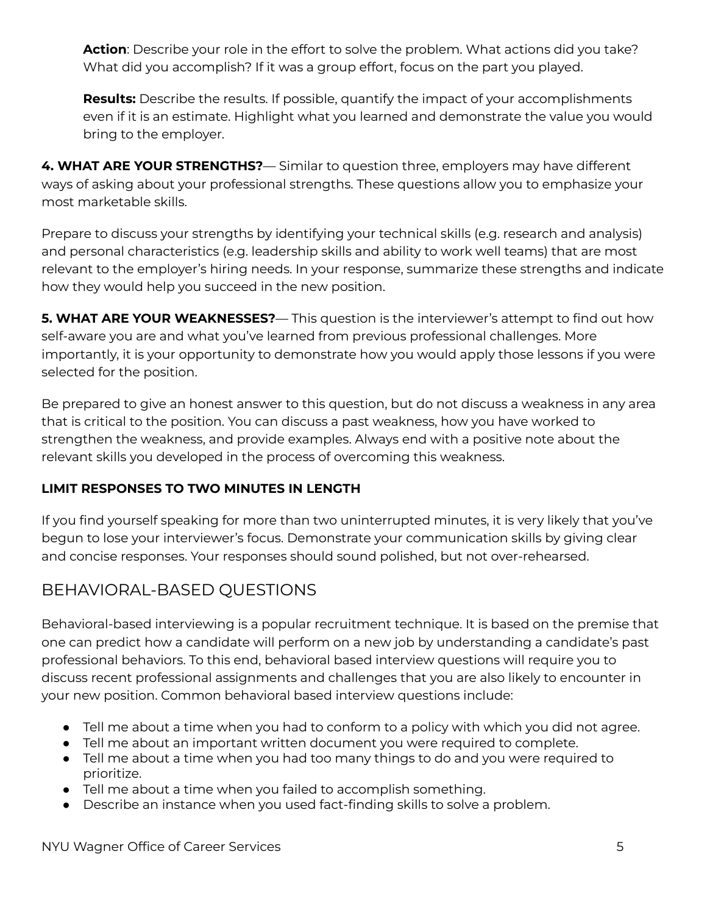**Action**: Describe your role in the effort to solve the problem. What actions did you take? What did you accomplish? If it was a group effort, focus on the part you played.

**Results:** Describe the results. If possible, quantify the impact of your accomplishments even if it is an estimate. Highlight what you learned and demonstrate the value you would bring to the employer.

**4. WHAT ARE YOUR STRENGTHS?**— Similar to question three, employers may have different ways of asking about your professional strengths. These questions allow you to emphasize your most marketable skills.

Prepare to discuss your strengths by identifying your technical skills (e.g. research and analysis) and personal characteristics (e.g. leadership skills and ability to work well teams) that are most relevant to the employer's hiring needs. In your response, summarize these strengths and indicate how they would help you succeed in the new position.

**5. WHAT ARE YOUR WEAKNESSES?**— This question is the interviewer's attempt to find out how self-aware you are and what you've learned from previous professional challenges. More importantly, it is your opportunity to demonstrate how you would apply those lessons if you were selected for the position.

Be prepared to give an honest answer to this question, but do not discuss a weakness in any area that is critical to the position. You can discuss a past weakness, how you have worked to strengthen the weakness, and provide examples. Always end with a positive note about the relevant skills you developed in the process of overcoming this weakness.

**LIMIT RESPONSES TO TWO MINUTES IN LENGTH**

If you find yourself speaking for more than two uninterrupted minutes, it is very likely that you've begun to lose your interviewer's focus. Demonstrate your communication skills by giving clear and concise responses. Your responses should sound polished, but not over-rehearsed.

## BEHAVIORAL-BASED QUESTIONS

Behavioral-based interviewing is a popular recruitment technique. It is based on the premise that one can predict how a candidate will perform on a new job by understanding a candidate's past professional behaviors. To this end, behavioral based interview questions will require you to discuss recent professional assignments and challenges that you are also likely to encounter in your new position. Common behavioral based interview questions include:

- Tell me about a time when you had to conform to a policy with which you did not agree.
- Tell me about an important written document you were required to complete.
- Tell me about a time when you had too many things to do and you were required to prioritize.
- Tell me about a time when you failed to accomplish something.
- Describe an instance when you used fact-finding skills to solve a problem.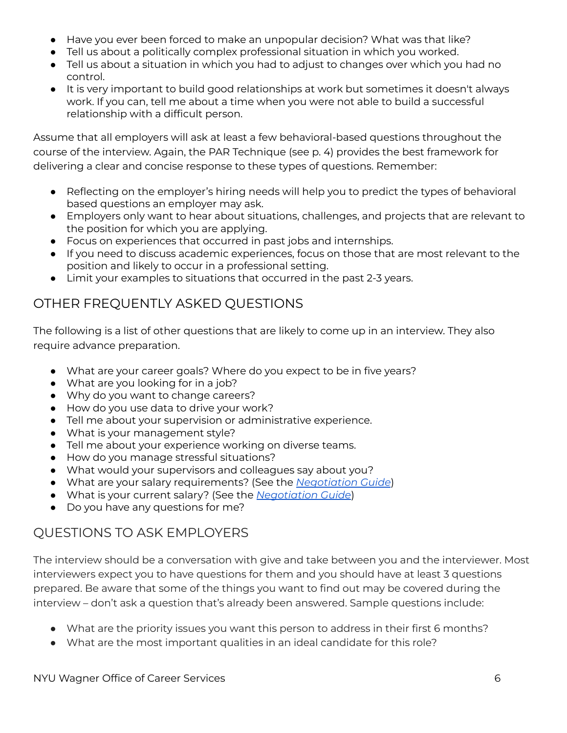- Have you ever been forced to make an unpopular decision? What was that like?
- Tell us about a politically complex professional situation in which you worked.
- Tell us about a situation in which you had to adjust to changes over which you had no control.
- It is very important to build good relationships at work but sometimes it doesn't always work. If you can, tell me about a time when you were not able to build a successful relationship with a difficult person.

Assume that all employers will ask at least a few behavioral-based questions throughout the course of the interview. Again, the PAR Technique (see p. 4) provides the best framework for delivering a clear and concise response to these types of questions. Remember:

- Reflecting on the employer's hiring needs will help you to predict the types of behavioral based questions an employer may ask.
- Employers only want to hear about situations, challenges, and projects that are relevant to the position for which you are applying.
- Focus on experiences that occurred in past jobs and internships.
- If you need to discuss academic experiences, focus on those that are most relevant to the position and likely to occur in a professional setting.
- Limit your examples to situations that occurred in the past 2-3 years.

## OTHER FREQUENTLY ASKED QUESTIONS

The following is a list of other questions that are likely to come up in an interview. They also require advance preparation.

- What are your career goals? Where do you expect to be in five years?
- What are you looking for in a job?
- Why do you want to change careers?
- How do you use data to drive your work?
- Tell me about your supervision or administrative experience.
- What is your management style?
- Tell me about your experience working on diverse teams.
- How do you manage stressful situations?
- What would your supervisors and colleagues say about you?
- What are your salary requirements? (See the *Negotiation Guide*)
- What is your current salary? (See the *Negotiation Guide*)
- Do you have any questions for me?

## QUESTIONS TO ASK EMPLOYERS

The interview should be a conversation with give and take between you and the interviewer. Most interviewers expect you to have questions for them and you should have at least 3 questions prepared. Be aware that some of the things you want to find out may be covered during the interview – don't ask a question that's already been answered. Sample questions include:

- What are the priority issues you want this person to address in their first 6 months?
- What are the most important qualities in an ideal candidate for this role?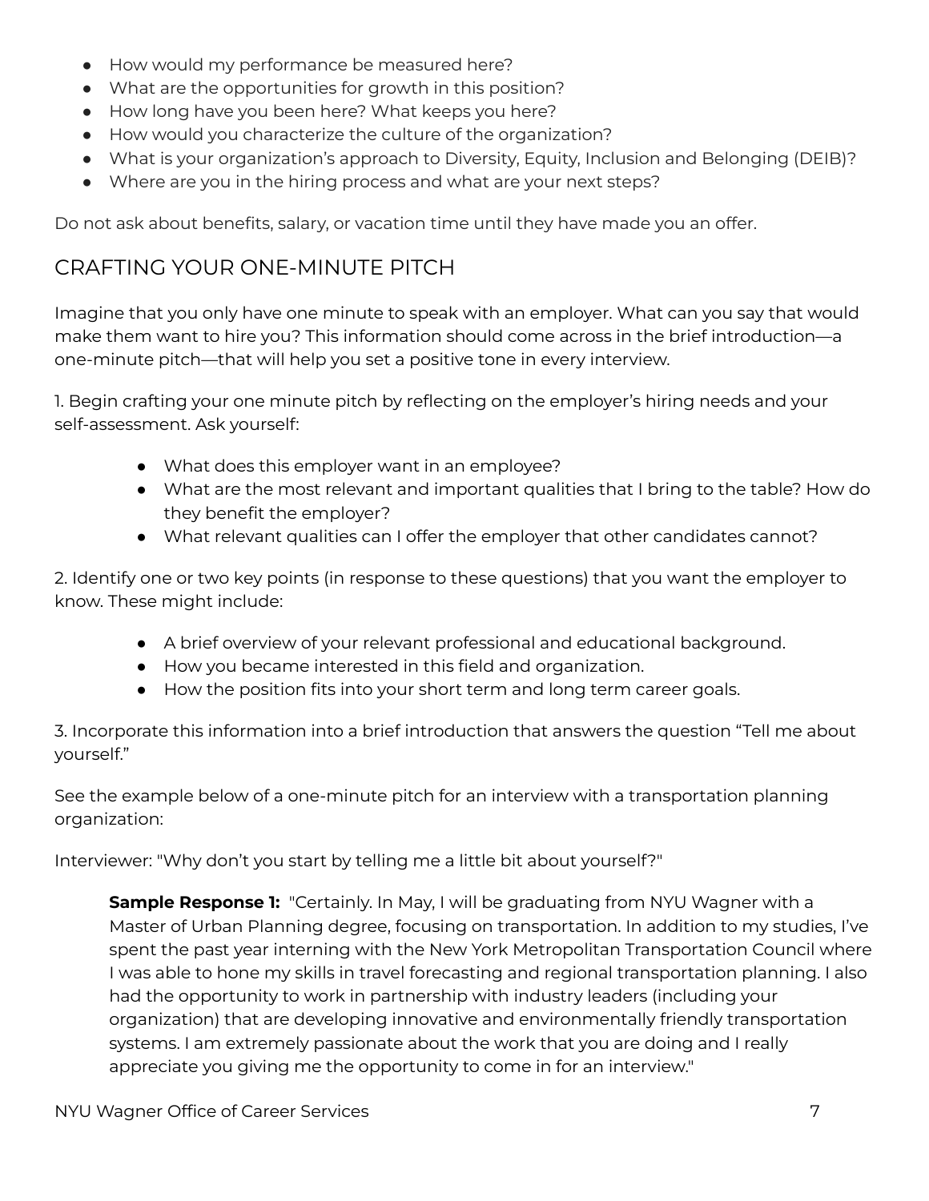- How would my performance be measured here?
- What are the opportunities for growth in this position?
- How long have you been here? What keeps you here?
- How would you characterize the culture of the organization?
- What is your organization's approach to Diversity, Equity, Inclusion and Belonging (DEIB)?
- Where are you in the hiring process and what are your next steps?

Do not ask about benefits, salary, or vacation time until they have made you an offer.

## CRAFTING YOUR ONE-MINUTE PITCH

Imagine that you only have one minute to speak with an employer. What can you say that would make them want to hire you? This information should come across in the brief introduction—a one-minute pitch—that will help you set a positive tone in every interview.

1. Begin crafting your one minute pitch by reflecting on the employer's hiring needs and your self-assessment. Ask yourself:

    - What does this employer want in an employee?
    - What are the most relevant and important qualities that I bring to the table? How do they benefit the employer?
    - What relevant qualities can I offer the employer that other candidates cannot?

2. Identify one or two key points (in response to these questions) that you want the employer to know. These might include:

    - A brief overview of your relevant professional and educational background.
    - How you became interested in this field and organization.
    - How the position fits into your short term and long term career goals.

3. Incorporate this information into a brief introduction that answers the question "Tell me about yourself."

See the example below of a one-minute pitch for an interview with a transportation planning organization:

Interviewer: "Why don't you start by telling me a little bit about yourself?"

> **Sample Response 1:** "Certainly. In May, I will be graduating from NYU Wagner with a Master of Urban Planning degree, focusing on transportation. In addition to my studies, I've spent the past year interning with the New York Metropolitan Transportation Council where I was able to hone my skills in travel forecasting and regional transportation planning. I also had the opportunity to work in partnership with industry leaders (including your organization) that are developing innovative and environmentally friendly transportation systems. I am extremely passionate about the work that you are doing and I really appreciate you giving me the opportunity to come in for an interview."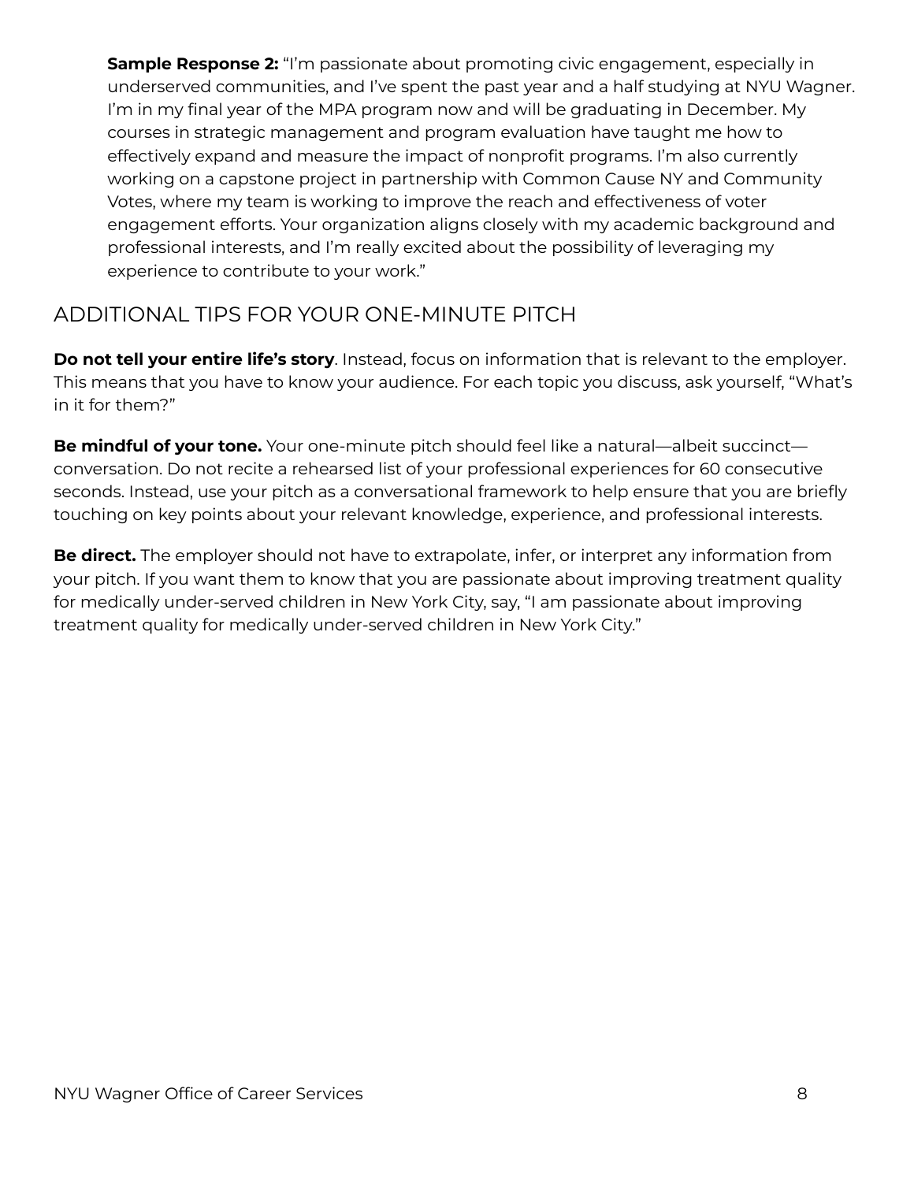**Sample Response 2:** "I'm passionate about promoting civic engagement, especially in underserved communities, and I've spent the past year and a half studying at NYU Wagner. I'm in my final year of the MPA program now and will be graduating in December. My courses in strategic management and program evaluation have taught me how to effectively expand and measure the impact of nonprofit programs. I'm also currently working on a capstone project in partnership with Common Cause NY and Community Votes, where my team is working to improve the reach and effectiveness of voter engagement efforts. Your organization aligns closely with my academic background and professional interests, and I'm really excited about the possibility of leveraging my experience to contribute to your work."

## ADDITIONAL TIPS FOR YOUR ONE-MINUTE PITCH

**Do not tell your entire life's story**. Instead, focus on information that is relevant to the employer. This means that you have to know your audience. For each topic you discuss, ask yourself, "What's in it for them?"

**Be mindful of your tone.** Your one-minute pitch should feel like a natural—albeit succinct—conversation. Do not recite a rehearsed list of your professional experiences for 60 consecutive seconds. Instead, use your pitch as a conversational framework to help ensure that you are briefly touching on key points about your relevant knowledge, experience, and professional interests.

**Be direct.** The employer should not have to extrapolate, infer, or interpret any information from your pitch. If you want them to know that you are passionate about improving treatment quality for medically under-served children in New York City, say, "I am passionate about improving treatment quality for medically under-served children in New York City."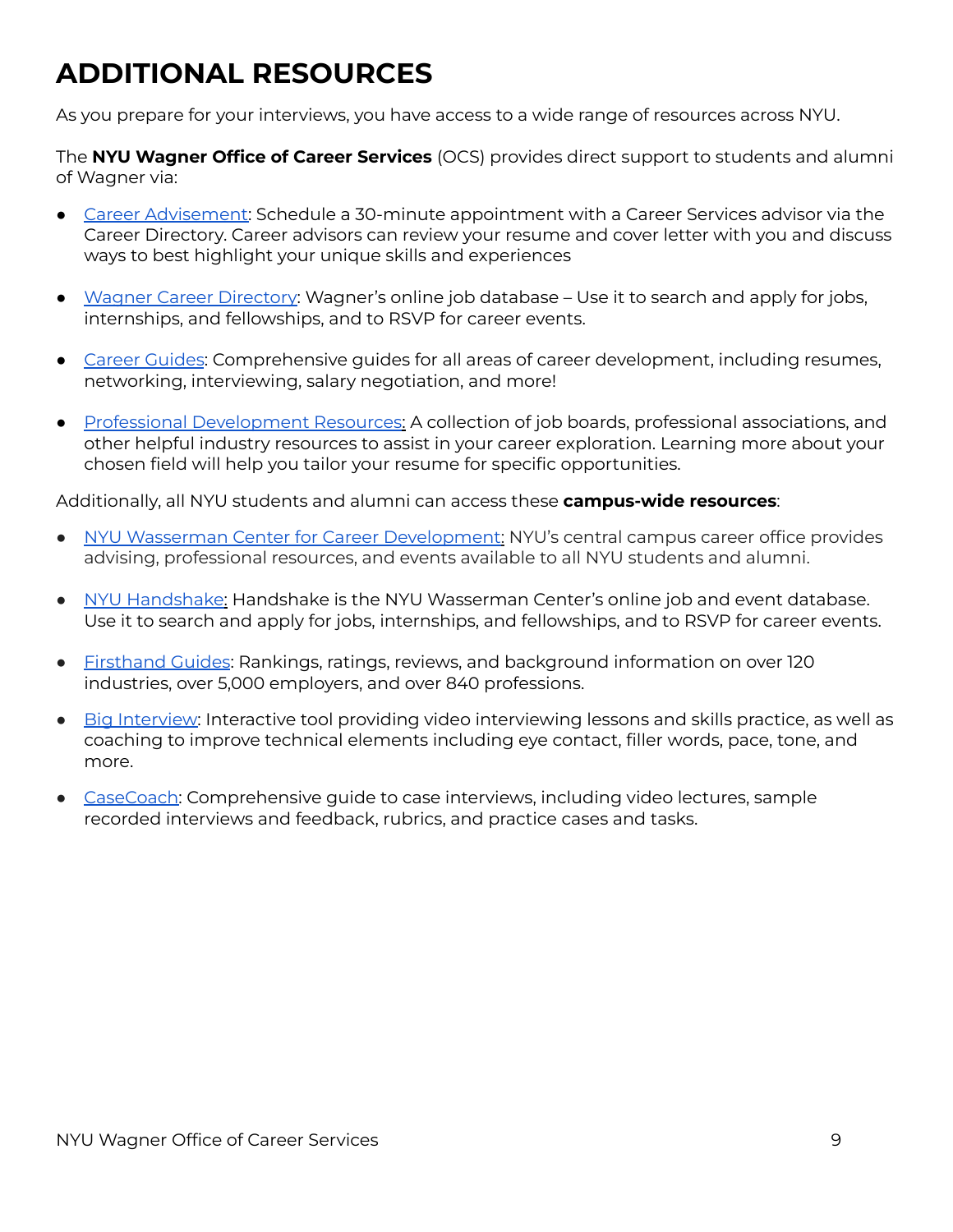# ADDITIONAL RESOURCES

As you prepare for your interviews, you have access to a wide range of resources across NYU.

The **NYU Wagner Office of Career Services** (OCS) provides direct support to students and alumni of Wagner via:

- Career Advisement: Schedule a 30-minute appointment with a Career Services advisor via the Career Directory. Career advisors can review your resume and cover letter with you and discuss ways to best highlight your unique skills and experiences
- Wagner Career Directory: Wagner's online job database – Use it to search and apply for jobs, internships, and fellowships, and to RSVP for career events.
- Career Guides: Comprehensive guides for all areas of career development, including resumes, networking, interviewing, salary negotiation, and more!
- Professional Development Resources: A collection of job boards, professional associations, and other helpful industry resources to assist in your career exploration. Learning more about your chosen field will help you tailor your resume for specific opportunities.

Additionally, all NYU students and alumni can access these **campus-wide resources**:

- NYU Wasserman Center for Career Development: NYU's central campus career office provides advising, professional resources, and events available to all NYU students and alumni.
- NYU Handshake: Handshake is the NYU Wasserman Center's online job and event database. Use it to search and apply for jobs, internships, and fellowships, and to RSVP for career events.
- Firsthand Guides: Rankings, ratings, reviews, and background information on over 120 industries, over 5,000 employers, and over 840 professions.
- Big Interview: Interactive tool providing video interviewing lessons and skills practice, as well as coaching to improve technical elements including eye contact, filler words, pace, tone, and more.
- CaseCoach: Comprehensive guide to case interviews, including video lectures, sample recorded interviews and feedback, rubrics, and practice cases and tasks.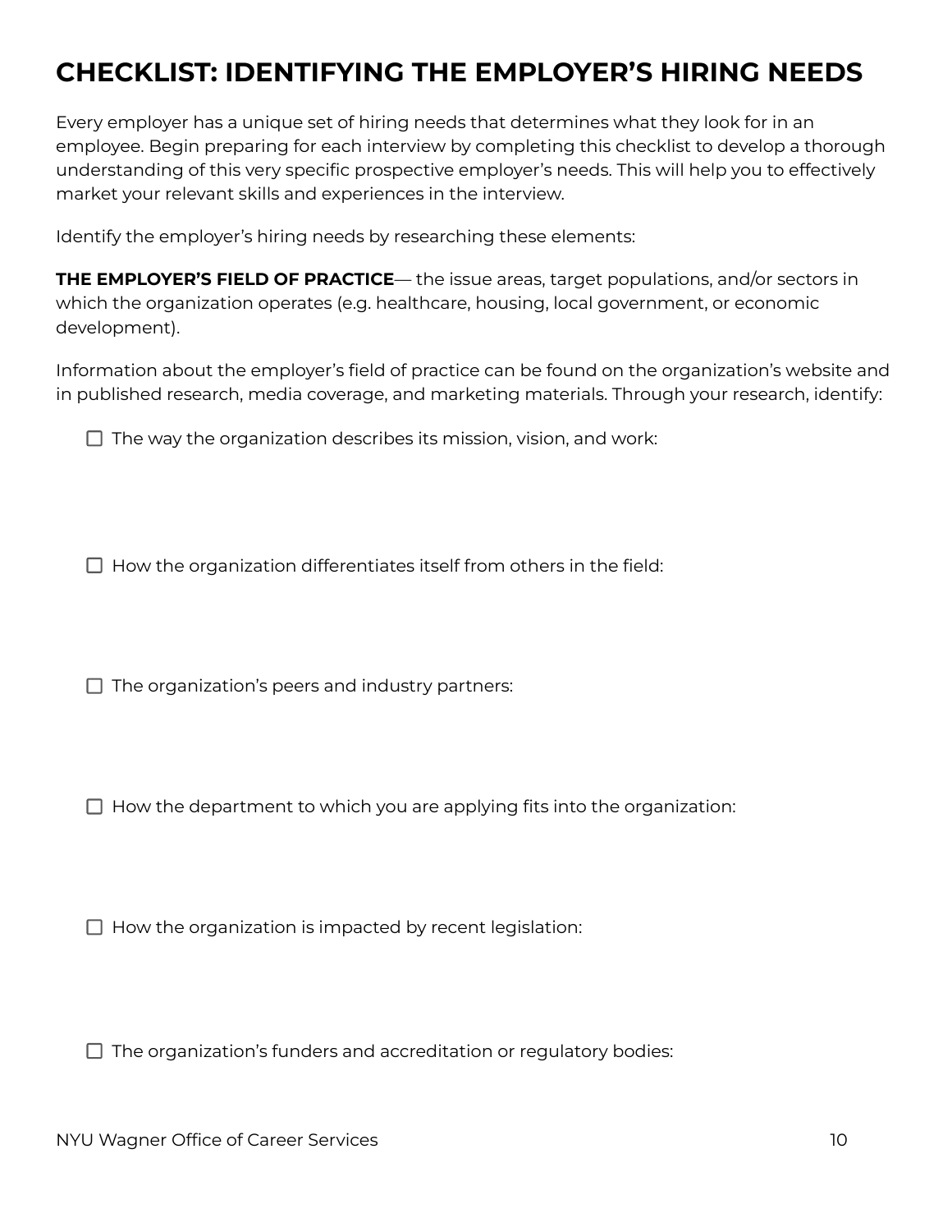# CHECKLIST: IDENTIFYING THE EMPLOYER'S HIRING NEEDS

Every employer has a unique set of hiring needs that determines what they look for in an employee. Begin preparing for each interview by completing this checklist to develop a thorough understanding of this very specific prospective employer's needs. This will help you to effectively market your relevant skills and experiences in the interview.

Identify the employer's hiring needs by researching these elements:

**THE EMPLOYER'S FIELD OF PRACTICE**— the issue areas, target populations, and/or sectors in which the organization operates (e.g. healthcare, housing, local government, or economic development).

Information about the employer's field of practice can be found on the organization's website and in published research, media coverage, and marketing materials. Through your research, identify:

- [ ] The way the organization describes its mission, vision, and work:

- [ ] How the organization differentiates itself from others in the field:

- [ ] The organization's peers and industry partners:

- [ ] How the department to which you are applying fits into the organization:

- [ ] How the organization is impacted by recent legislation:

- [ ] The organization's funders and accreditation or regulatory bodies: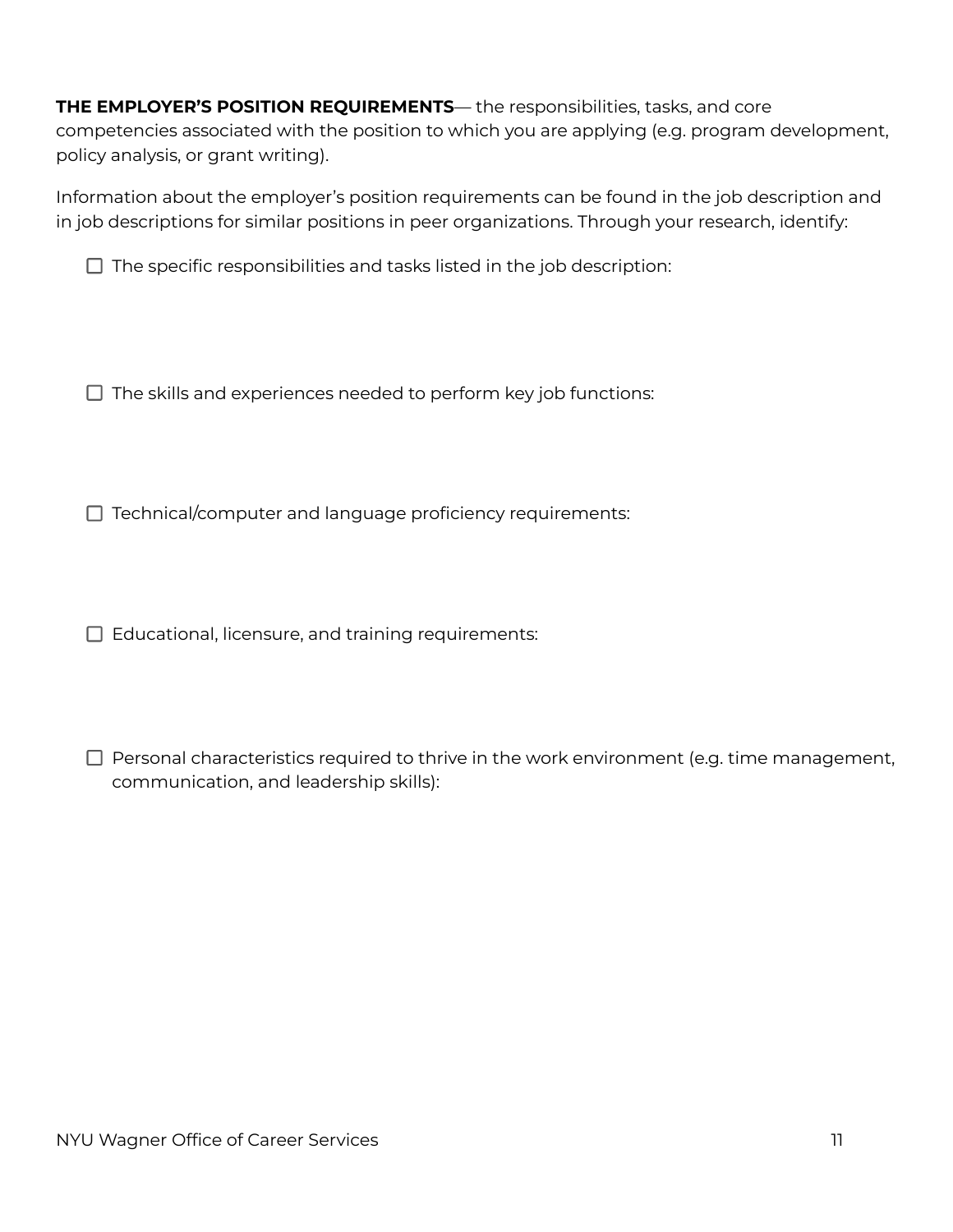**THE EMPLOYER'S POSITION REQUIREMENTS**— the responsibilities, tasks, and core competencies associated with the position to which you are applying (e.g. program development, policy analysis, or grant writing).

Information about the employer's position requirements can be found in the job description and in job descriptions for similar positions in peer organizations. Through your research, identify:

- [ ] The specific responsibilities and tasks listed in the job description:

- [ ] The skills and experiences needed to perform key job functions:

- [ ] Technical/computer and language proficiency requirements:

- [ ] Educational, licensure, and training requirements:

- [ ] Personal characteristics required to thrive in the work environment (e.g. time management, communication, and leadership skills):